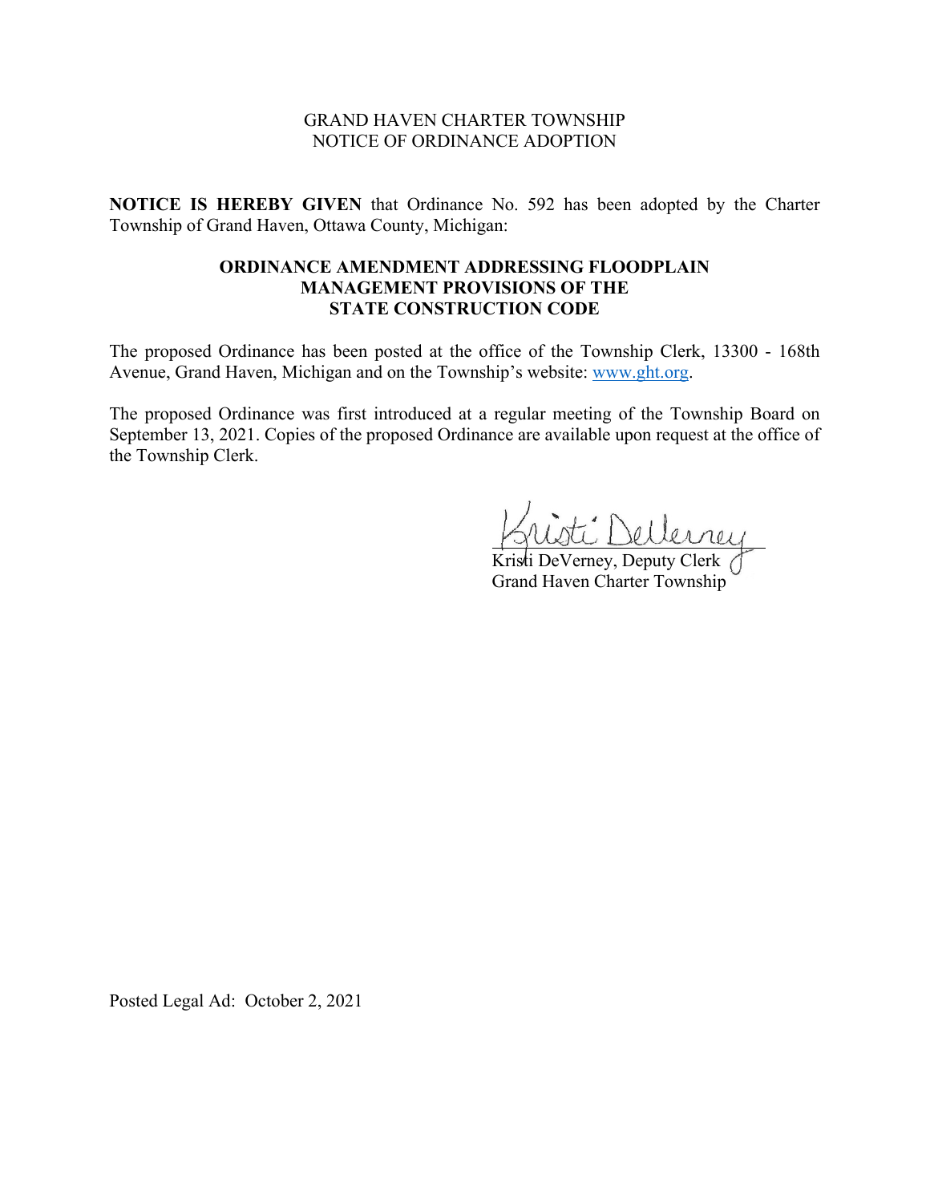GRAND HAVEN CHARTER TOWNSHIP
NOTICE OF ORDINANCE ADOPTION

**NOTICE IS HEREBY GIVEN** that Ordinance No. 592 has been adopted by the Charter Township of Grand Haven, Ottawa County, Michigan:

**ORDINANCE AMENDMENT ADDRESSING FLOODPLAIN MANAGEMENT PROVISIONS OF THE STATE CONSTRUCTION CODE**

The proposed Ordinance has been posted at the office of the Township Clerk, 13300 - 168th Avenue, Grand Haven, Michigan and on the Township's website: www.ght.org.

The proposed Ordinance was first introduced at a regular meeting of the Township Board on September 13, 2021. Copies of the proposed Ordinance are available upon request at the office of the Township Clerk.

Kristi DeVerney

Kristi DeVerney, Deputy Clerk
Grand Haven Charter Township

Posted Legal Ad: October 2, 2021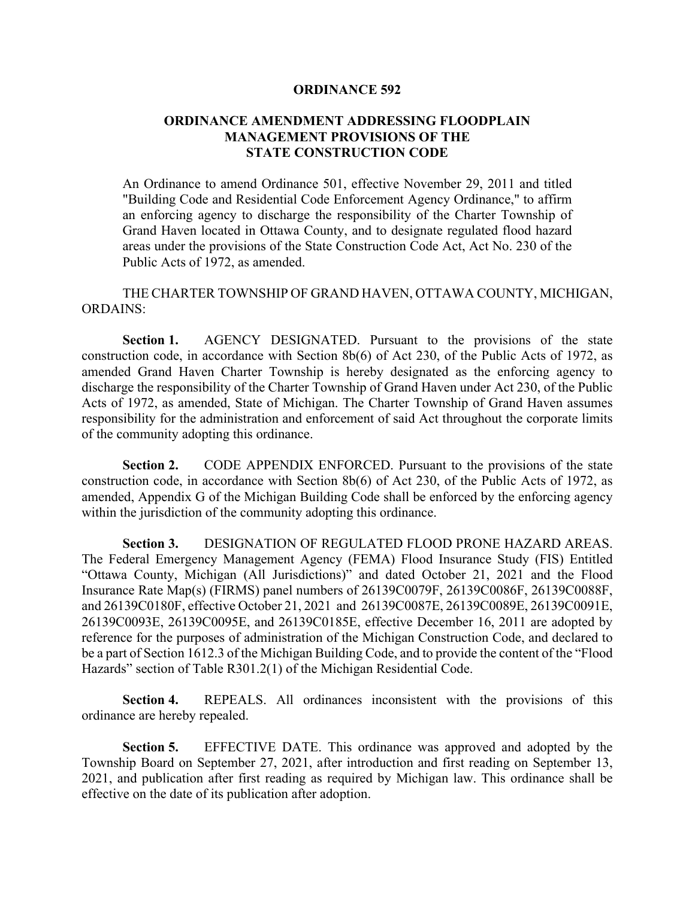# ORDINANCE 592

## ORDINANCE AMENDMENT ADDRESSING FLOODPLAIN MANAGEMENT PROVISIONS OF THE STATE CONSTRUCTION CODE

An Ordinance to amend Ordinance 501, effective November 29, 2011 and titled "Building Code and Residential Code Enforcement Agency Ordinance," to affirm an enforcing agency to discharge the responsibility of the Charter Township of Grand Haven located in Ottawa County, and to designate regulated flood hazard areas under the provisions of the State Construction Code Act, Act No. 230 of the Public Acts of 1972, as amended.

THE CHARTER TOWNSHIP OF GRAND HAVEN, OTTAWA COUNTY, MICHIGAN, ORDAINS:

**Section 1.** AGENCY DESIGNATED. Pursuant to the provisions of the state construction code, in accordance with Section 8b(6) of Act 230, of the Public Acts of 1972, as amended Grand Haven Charter Township is hereby designated as the enforcing agency to discharge the responsibility of the Charter Township of Grand Haven under Act 230, of the Public Acts of 1972, as amended, State of Michigan. The Charter Township of Grand Haven assumes responsibility for the administration and enforcement of said Act throughout the corporate limits of the community adopting this ordinance.

**Section 2.** CODE APPENDIX ENFORCED. Pursuant to the provisions of the state construction code, in accordance with Section 8b(6) of Act 230, of the Public Acts of 1972, as amended, Appendix G of the Michigan Building Code shall be enforced by the enforcing agency within the jurisdiction of the community adopting this ordinance.

**Section 3.** DESIGNATION OF REGULATED FLOOD PRONE HAZARD AREAS. The Federal Emergency Management Agency (FEMA) Flood Insurance Study (FIS) Entitled "Ottawa County, Michigan (All Jurisdictions)" and dated October 21, 2021 and the Flood Insurance Rate Map(s) (FIRMS) panel numbers of 26139C0079F, 26139C0086F, 26139C0088F, and 26139C0180F, effective October 21, 2021 and 26139C0087E, 26139C0089E, 26139C0091E, 26139C0093E, 26139C0095E, and 26139C0185E, effective December 16, 2011 are adopted by reference for the purposes of administration of the Michigan Construction Code, and declared to be a part of Section 1612.3 of the Michigan Building Code, and to provide the content of the "Flood Hazards" section of Table R301.2(1) of the Michigan Residential Code.

**Section 4.** REPEALS. All ordinances inconsistent with the provisions of this ordinance are hereby repealed.

**Section 5.** EFFECTIVE DATE. This ordinance was approved and adopted by the Township Board on September 27, 2021, after introduction and first reading on September 13, 2021, and publication after first reading as required by Michigan law. This ordinance shall be effective on the date of its publication after adoption.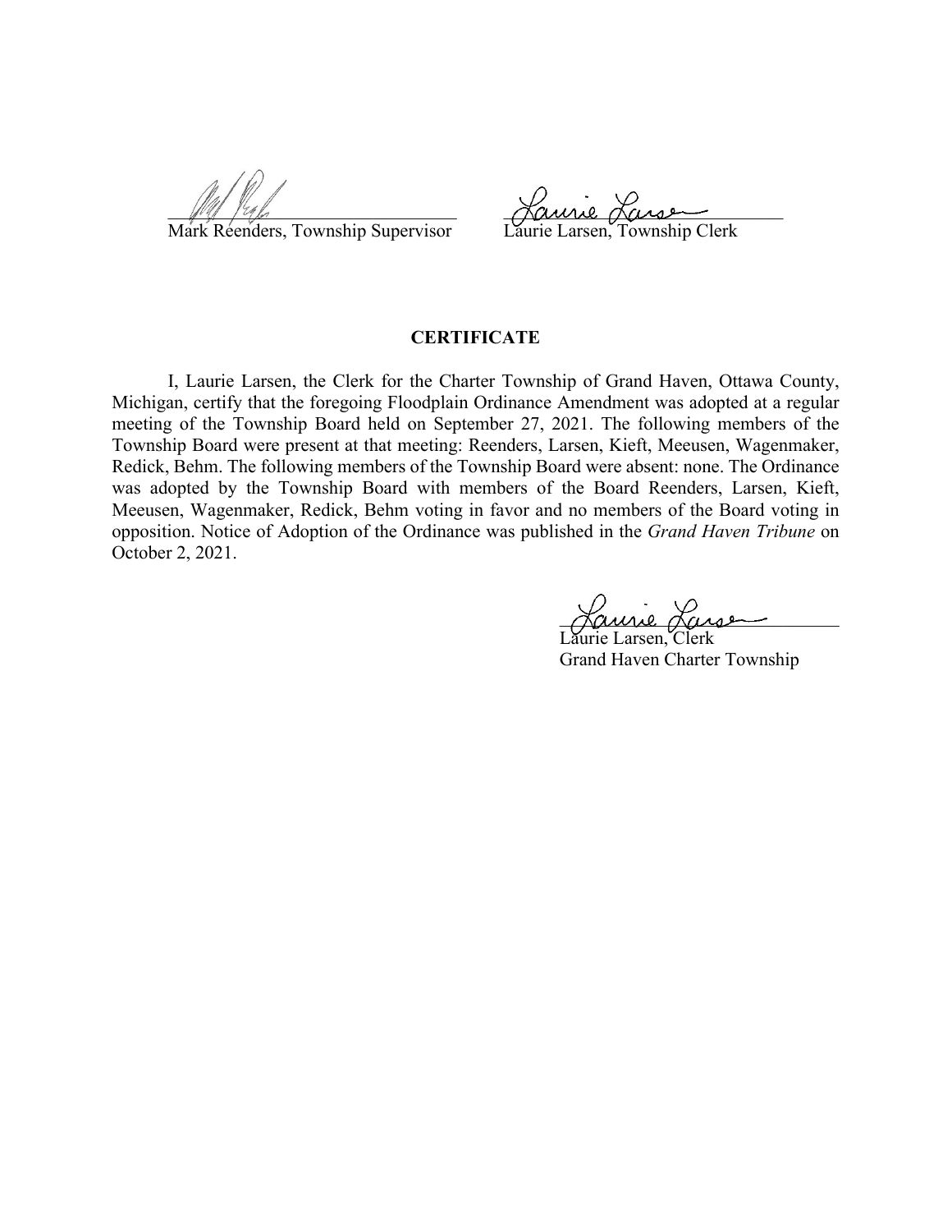Mark Reenders, Township Supervisor

Laurie Larsen, Township Clerk

## CERTIFICATE

I, Laurie Larsen, the Clerk for the Charter Township of Grand Haven, Ottawa County, Michigan, certify that the foregoing Floodplain Ordinance Amendment was adopted at a regular meeting of the Township Board held on September 27, 2021. The following members of the Township Board were present at that meeting: Reenders, Larsen, Kieft, Meeusen, Wagenmaker, Redick, Behm. The following members of the Township Board were absent: none. The Ordinance was adopted by the Township Board with members of the Board Reenders, Larsen, Kieft, Meeusen, Wagenmaker, Redick, Behm voting in favor and no members of the Board voting in opposition. Notice of Adoption of the Ordinance was published in the *Grand Haven Tribune* on October 2, 2021.

Laurie Larsen, Clerk
Grand Haven Charter Township